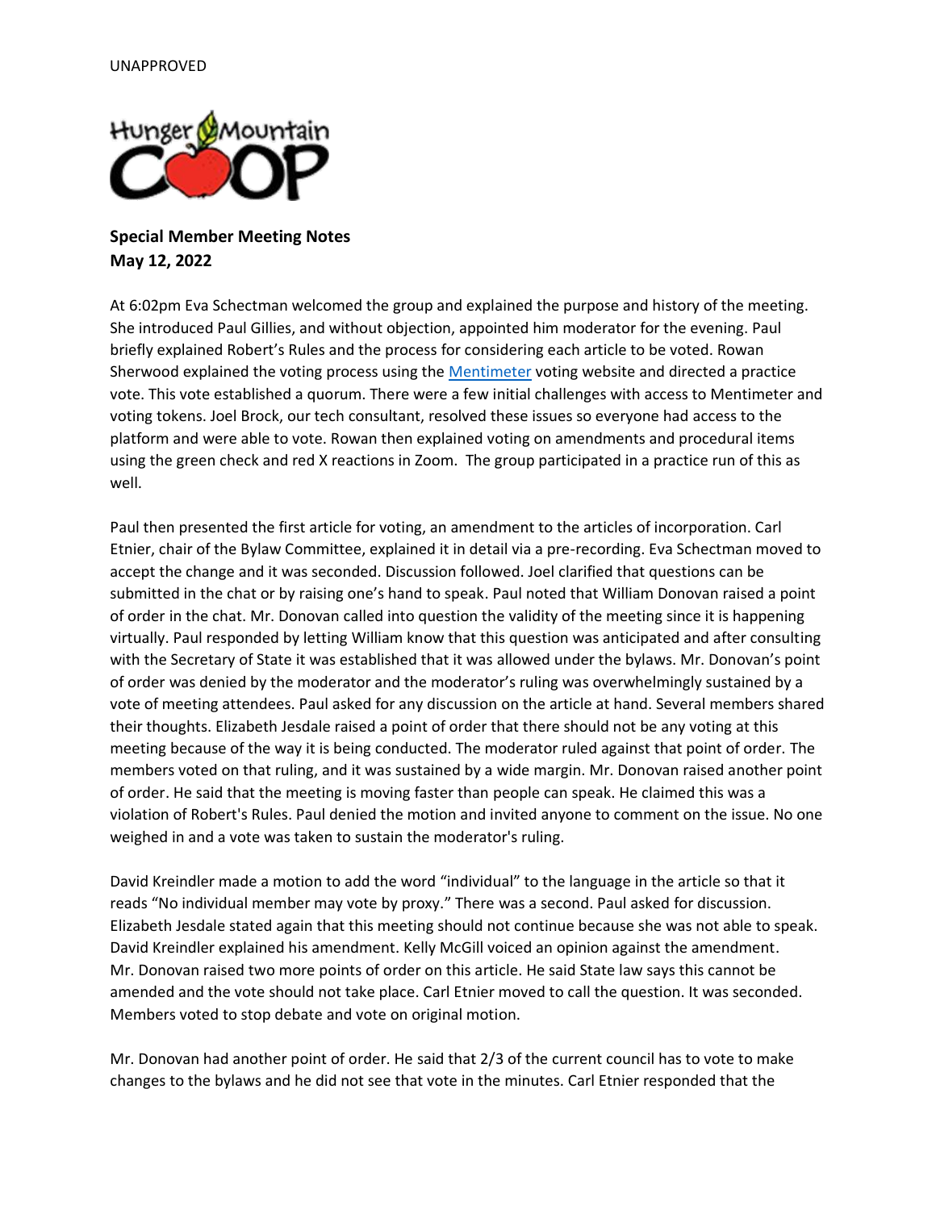UNAPPROVED

**Special Member Meeting Notes**
**May 12, 2022**

At 6:02pm Eva Schectman welcomed the group and explained the purpose and history of the meeting. She introduced Paul Gillies, and without objection, appointed him moderator for the evening. Paul briefly explained Robert's Rules and the process for considering each article to be voted. Rowan Sherwood explained the voting process using the [Mentimeter]() voting website and directed a practice vote. This vote established a quorum. There were a few initial challenges with access to Mentimeter and voting tokens. Joel Brock, our tech consultant, resolved these issues so everyone had access to the platform and were able to vote. Rowan then explained voting on amendments and procedural items using the green check and red X reactions in Zoom. The group participated in a practice run of this as well.

Paul then presented the first article for voting, an amendment to the articles of incorporation. Carl Etnier, chair of the Bylaw Committee, explained it in detail via a pre-recording. Eva Schectman moved to accept the change and it was seconded. Discussion followed. Joel clarified that questions can be submitted in the chat or by raising one's hand to speak. Paul noted that William Donovan raised a point of order in the chat. Mr. Donovan called into question the validity of the meeting since it is happening virtually. Paul responded by letting William know that this question was anticipated and after consulting with the Secretary of State it was established that it was allowed under the bylaws. Mr. Donovan's point of order was denied by the moderator and the moderator's ruling was overwhelmingly sustained by a vote of meeting attendees. Paul asked for any discussion on the article at hand. Several members shared their thoughts. Elizabeth Jesdale raised a point of order that there should not be any voting at this meeting because of the way it is being conducted. The moderator ruled against that point of order. The members voted on that ruling, and it was sustained by a wide margin. Mr. Donovan raised another point of order. He said that the meeting is moving faster than people can speak. He claimed this was a violation of Robert's Rules. Paul denied the motion and invited anyone to comment on the issue. No one weighed in and a vote was taken to sustain the moderator's ruling.

David Kreindler made a motion to add the word "individual" to the language in the article so that it reads "No individual member may vote by proxy." There was a second. Paul asked for discussion. Elizabeth Jesdale stated again that this meeting should not continue because she was not able to speak. David Kreindler explained his amendment. Kelly McGill voiced an opinion against the amendment. Mr. Donovan raised two more points of order on this article. He said State law says this cannot be amended and the vote should not take place. Carl Etnier moved to call the question. It was seconded. Members voted to stop debate and vote on original motion.

Mr. Donovan had another point of order. He said that 2/3 of the current council has to vote to make changes to the bylaws and he did not see that vote in the minutes. Carl Etnier responded that the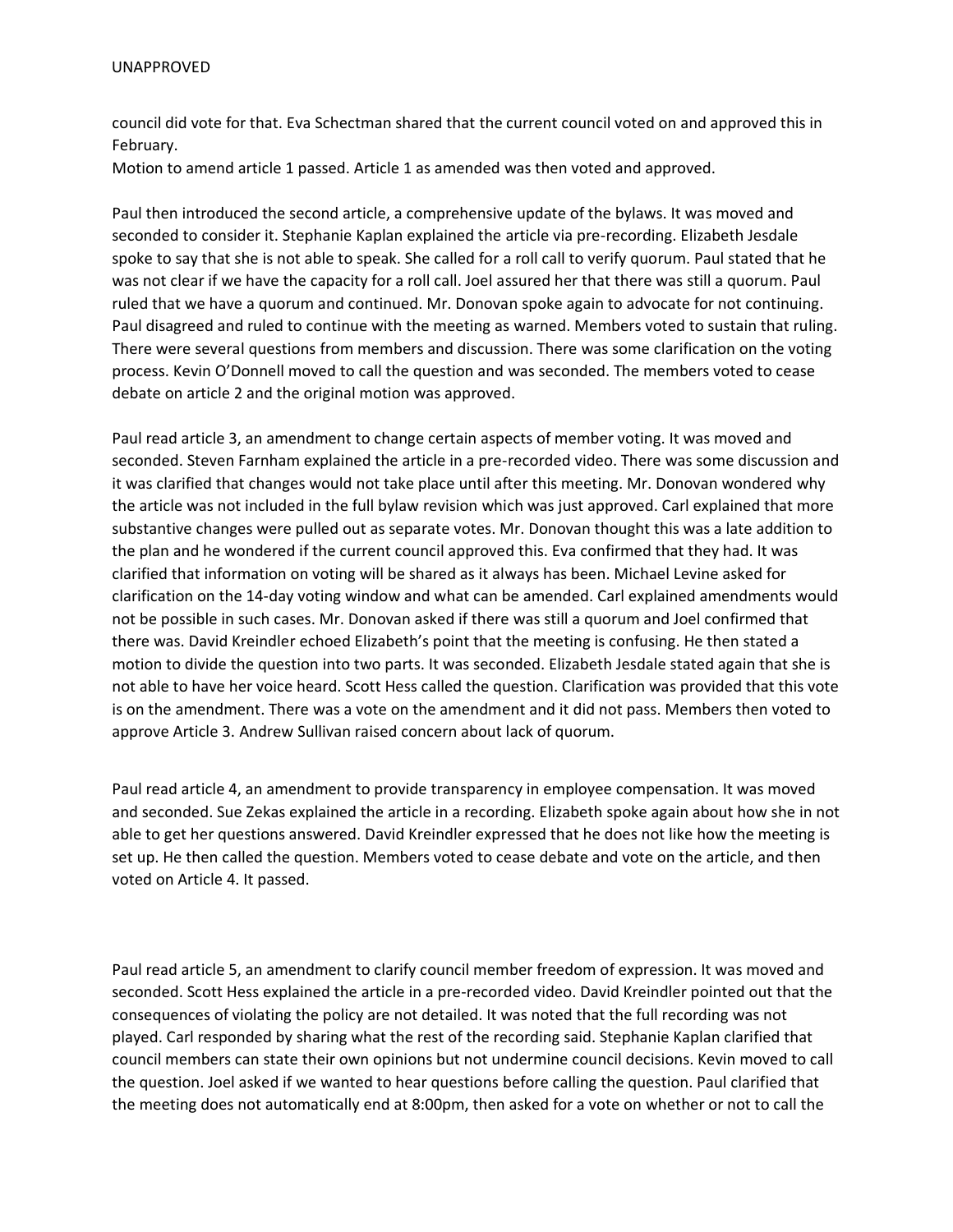UNAPPROVED

council did vote for that. Eva Schectman shared that the current council voted on and approved this in February.
Motion to amend article 1 passed. Article 1 as amended was then voted and approved.

Paul then introduced the second article, a comprehensive update of the bylaws. It was moved and seconded to consider it. Stephanie Kaplan explained the article via pre-recording. Elizabeth Jesdale spoke to say that she is not able to speak. She called for a roll call to verify quorum. Paul stated that he was not clear if we have the capacity for a roll call. Joel assured her that there was still a quorum. Paul ruled that we have a quorum and continued. Mr. Donovan spoke again to advocate for not continuing. Paul disagreed and ruled to continue with the meeting as warned. Members voted to sustain that ruling. There were several questions from members and discussion. There was some clarification on the voting process. Kevin O'Donnell moved to call the question and was seconded. The members voted to cease debate on article 2 and the original motion was approved.

Paul read article 3, an amendment to change certain aspects of member voting. It was moved and seconded. Steven Farnham explained the article in a pre-recorded video. There was some discussion and it was clarified that changes would not take place until after this meeting. Mr. Donovan wondered why the article was not included in the full bylaw revision which was just approved. Carl explained that more substantive changes were pulled out as separate votes. Mr. Donovan thought this was a late addition to the plan and he wondered if the current council approved this. Eva confirmed that they had. It was clarified that information on voting will be shared as it always has been. Michael Levine asked for clarification on the 14-day voting window and what can be amended. Carl explained amendments would not be possible in such cases. Mr. Donovan asked if there was still a quorum and Joel confirmed that there was. David Kreindler echoed Elizabeth's point that the meeting is confusing. He then stated a motion to divide the question into two parts. It was seconded. Elizabeth Jesdale stated again that she is not able to have her voice heard. Scott Hess called the question. Clarification was provided that this vote is on the amendment. There was a vote on the amendment and it did not pass. Members then voted to approve Article 3. Andrew Sullivan raised concern about lack of quorum.

Paul read article 4, an amendment to provide transparency in employee compensation. It was moved and seconded. Sue Zekas explained the article in a recording. Elizabeth spoke again about how she in not able to get her questions answered. David Kreindler expressed that he does not like how the meeting is set up. He then called the question. Members voted to cease debate and vote on the article, and then voted on Article 4. It passed.

Paul read article 5, an amendment to clarify council member freedom of expression. It was moved and seconded. Scott Hess explained the article in a pre-recorded video. David Kreindler pointed out that the consequences of violating the policy are not detailed. It was noted that the full recording was not played. Carl responded by sharing what the rest of the recording said. Stephanie Kaplan clarified that council members can state their own opinions but not undermine council decisions. Kevin moved to call the question. Joel asked if we wanted to hear questions before calling the question. Paul clarified that the meeting does not automatically end at 8:00pm, then asked for a vote on whether or not to call the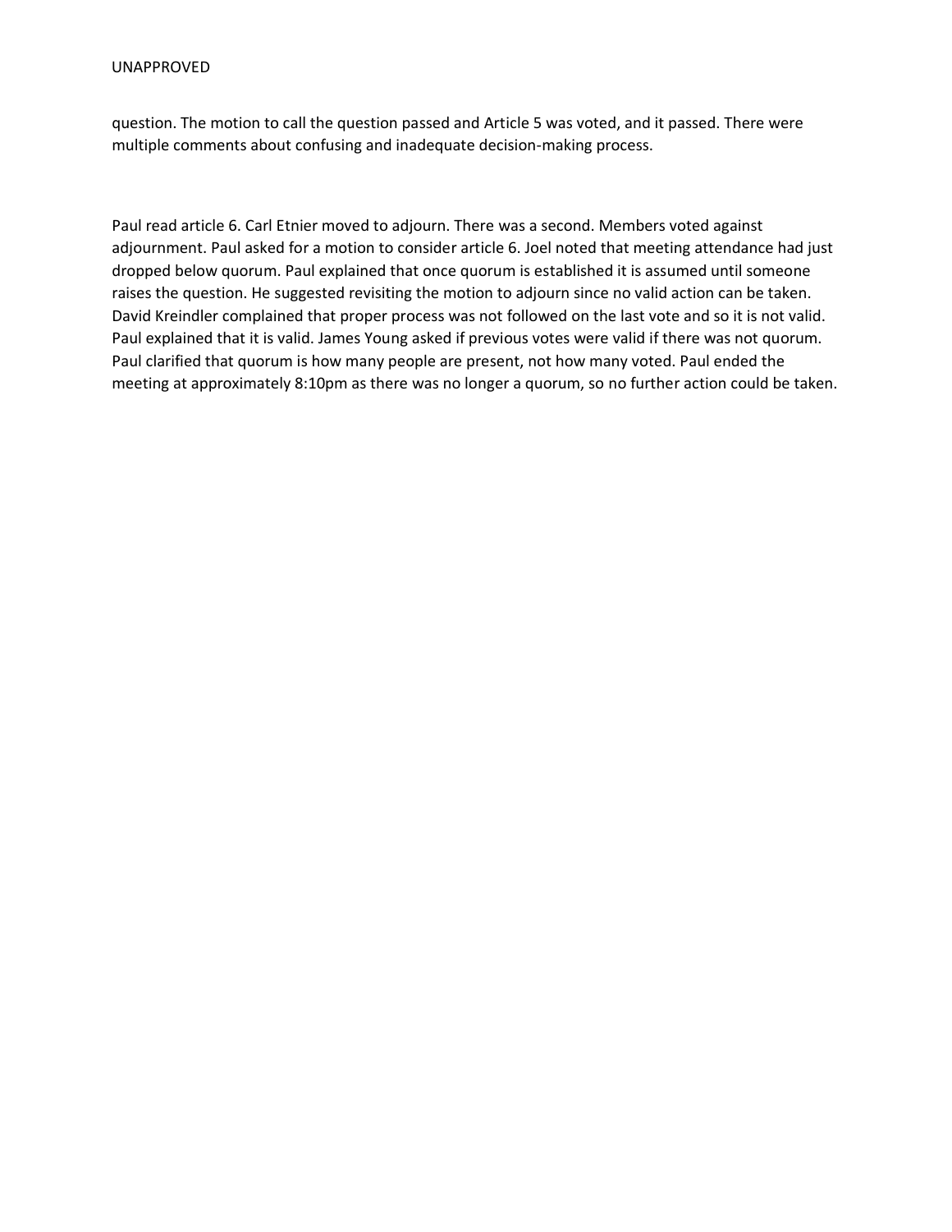question. The motion to call the question passed and Article 5 was voted, and it passed. There were multiple comments about confusing and inadequate decision-making process.

Paul read article 6. Carl Etnier moved to adjourn. There was a second. Members voted against adjournment. Paul asked for a motion to consider article 6. Joel noted that meeting attendance had just dropped below quorum. Paul explained that once quorum is established it is assumed until someone raises the question. He suggested revisiting the motion to adjourn since no valid action can be taken. David Kreindler complained that proper process was not followed on the last vote and so it is not valid. Paul explained that it is valid. James Young asked if previous votes were valid if there was not quorum. Paul clarified that quorum is how many people are present, not how many voted. Paul ended the meeting at approximately 8:10pm as there was no longer a quorum, so no further action could be taken.